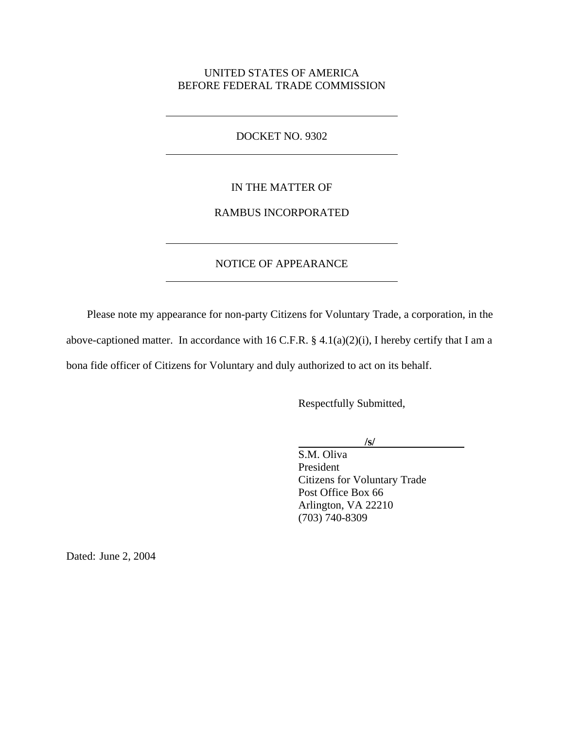UNITED STATES OF AMERICA
BEFORE FEDERAL TRADE COMMISSION

---

DOCKET NO. 9302

---

IN THE MATTER OF

RAMBUS INCORPORATED

---

NOTICE OF APPEARANCE

---

Please note my appearance for non-party Citizens for Voluntary Trade, a corporation, in the above-captioned matter. In accordance with 16 C.F.R. § 4.1(a)(2)(i), I hereby certify that I am a bona fide officer of Citizens for Voluntary and duly authorized to act on its behalf.

Respectfully Submitted,

**/s/**

S.M. Oliva
President
Citizens for Voluntary Trade
Post Office Box 66
Arlington, VA 22210
(703) 740-8309

Dated: June 2, 2004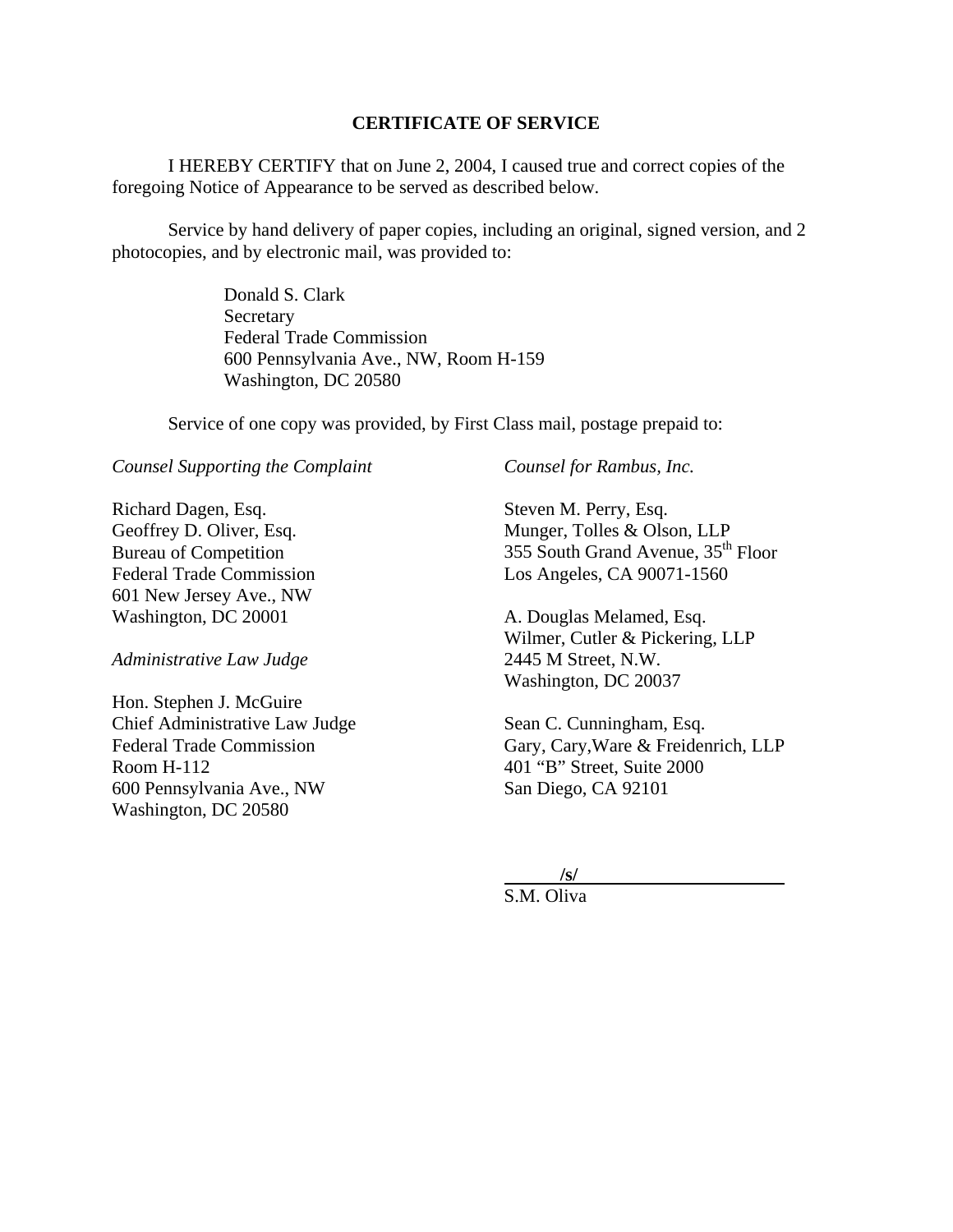## CERTIFICATE OF SERVICE

I HEREBY CERTIFY that on June 2, 2004, I caused true and correct copies of the foregoing Notice of Appearance to be served as described below.

Service by hand delivery of paper copies, including an original, signed version, and 2 photocopies, and by electronic mail, was provided to:

> Donald S. Clark
> Secretary
> Federal Trade Commission
> 600 Pennsylvania Ave., NW, Room H-159
> Washington, DC 20580

Service of one copy was provided, by First Class mail, postage prepaid to:

*Counsel Supporting the Complaint*

Richard Dagen, Esq.
Geoffrey D. Oliver, Esq.
Bureau of Competition
Federal Trade Commission
601 New Jersey Ave., NW
Washington, DC 20001

*Administrative Law Judge*

Hon. Stephen J. McGuire
Chief Administrative Law Judge
Federal Trade Commission
Room H-112
600 Pennsylvania Ave., NW
Washington, DC 20580

*Counsel for Rambus, Inc.*

Steven M. Perry, Esq.
Munger, Tolles & Olson, LLP
355 South Grand Avenue, 35th Floor
Los Angeles, CA 90071-1560

A. Douglas Melamed, Esq.
Wilmer, Cutler & Pickering, LLP
2445 M Street, N.W.
Washington, DC 20037

Sean C. Cunningham, Esq.
Gary, Cary,Ware & Freidenrich, LLP
401 "B" Street, Suite 2000
San Diego, CA 92101

**/s/**
S.M. Oliva